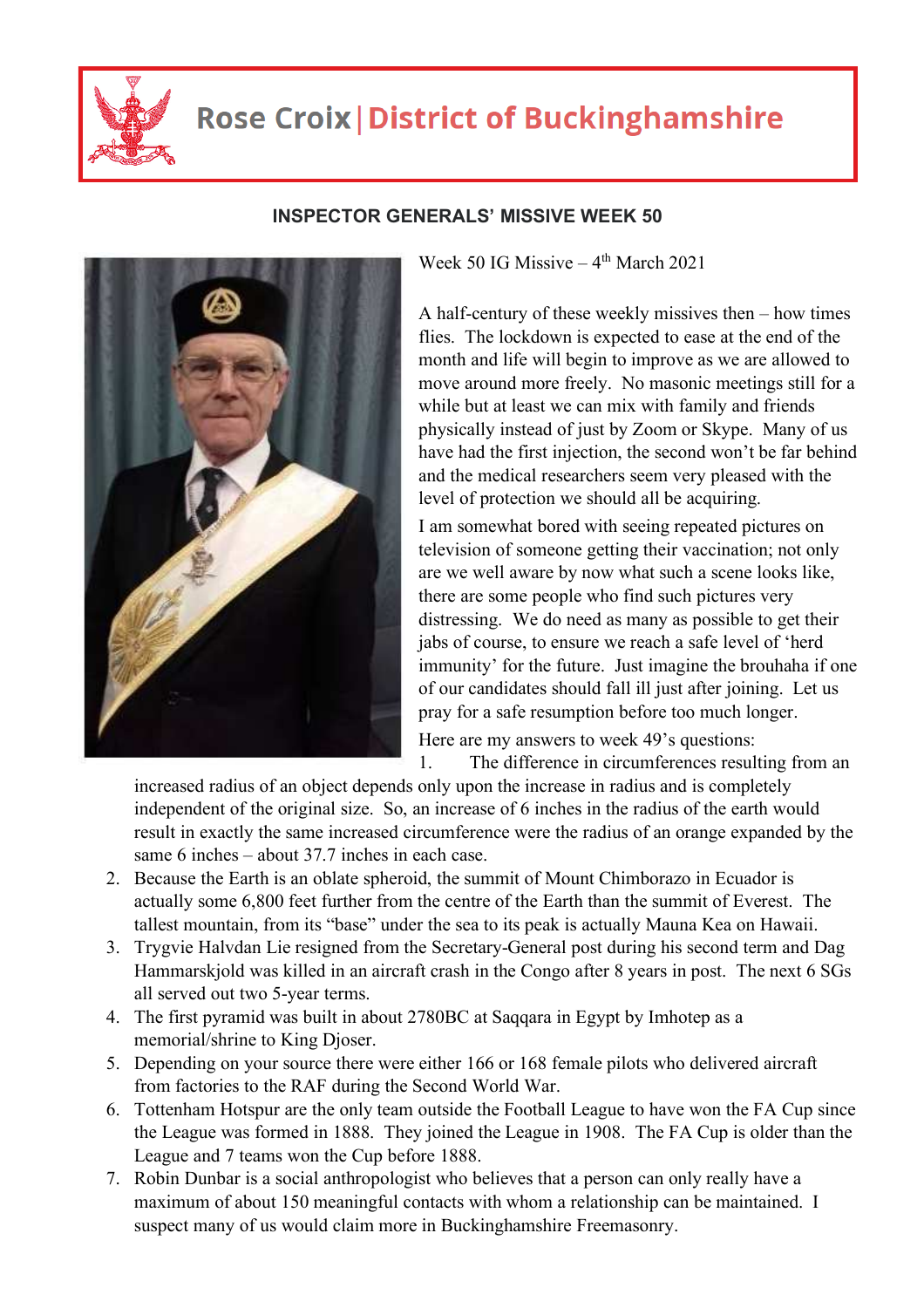# Rose Croix | District of Buckinghamshire

## INSPECTOR GENERALS' MISSIVE WEEK 50

Week 50 IG Missive – 4th March 2021

A half-century of these weekly missives then – how times flies. The lockdown is expected to ease at the end of the month and life will begin to improve as we are allowed to move around more freely. No masonic meetings still for a while but at least we can mix with family and friends physically instead of just by Zoom or Skype. Many of us have had the first injection, the second won't be far behind and the medical researchers seem very pleased with the level of protection we should all be acquiring.

I am somewhat bored with seeing repeated pictures on television of someone getting their vaccination; not only are we well aware by now what such a scene looks like, there are some people who find such pictures very distressing. We do need as many as possible to get their jabs of course, to ensure we reach a safe level of 'herd immunity' for the future. Just imagine the brouhaha if one of our candidates should fall ill just after joining. Let us pray for a safe resumption before too much longer.

Here are my answers to week 49's questions:

1. The difference in circumferences resulting from an increased radius of an object depends only upon the increase in radius and is completely independent of the original size. So, an increase of 6 inches in the radius of the earth would result in exactly the same increased circumference were the radius of an orange expanded by the same 6 inches – about 37.7 inches in each case.
2. Because the Earth is an oblate spheroid, the summit of Mount Chimborazo in Ecuador is actually some 6,800 feet further from the centre of the Earth than the summit of Everest. The tallest mountain, from its "base" under the sea to its peak is actually Mauna Kea on Hawaii.
3. Trygvie Halvdan Lie resigned from the Secretary-General post during his second term and Dag Hammarskjold was killed in an aircraft crash in the Congo after 8 years in post. The next 6 SGs all served out two 5-year terms.
4. The first pyramid was built in about 2780BC at Saqqara in Egypt by Imhotep as a memorial/shrine to King Djoser.
5. Depending on your source there were either 166 or 168 female pilots who delivered aircraft from factories to the RAF during the Second World War.
6. Tottenham Hotspur are the only team outside the Football League to have won the FA Cup since the League was formed in 1888. They joined the League in 1908. The FA Cup is older than the League and 7 teams won the Cup before 1888.
7. Robin Dunbar is a social anthropologist who believes that a person can only really have a maximum of about 150 meaningful contacts with whom a relationship can be maintained. I suspect many of us would claim more in Buckinghamshire Freemasonry.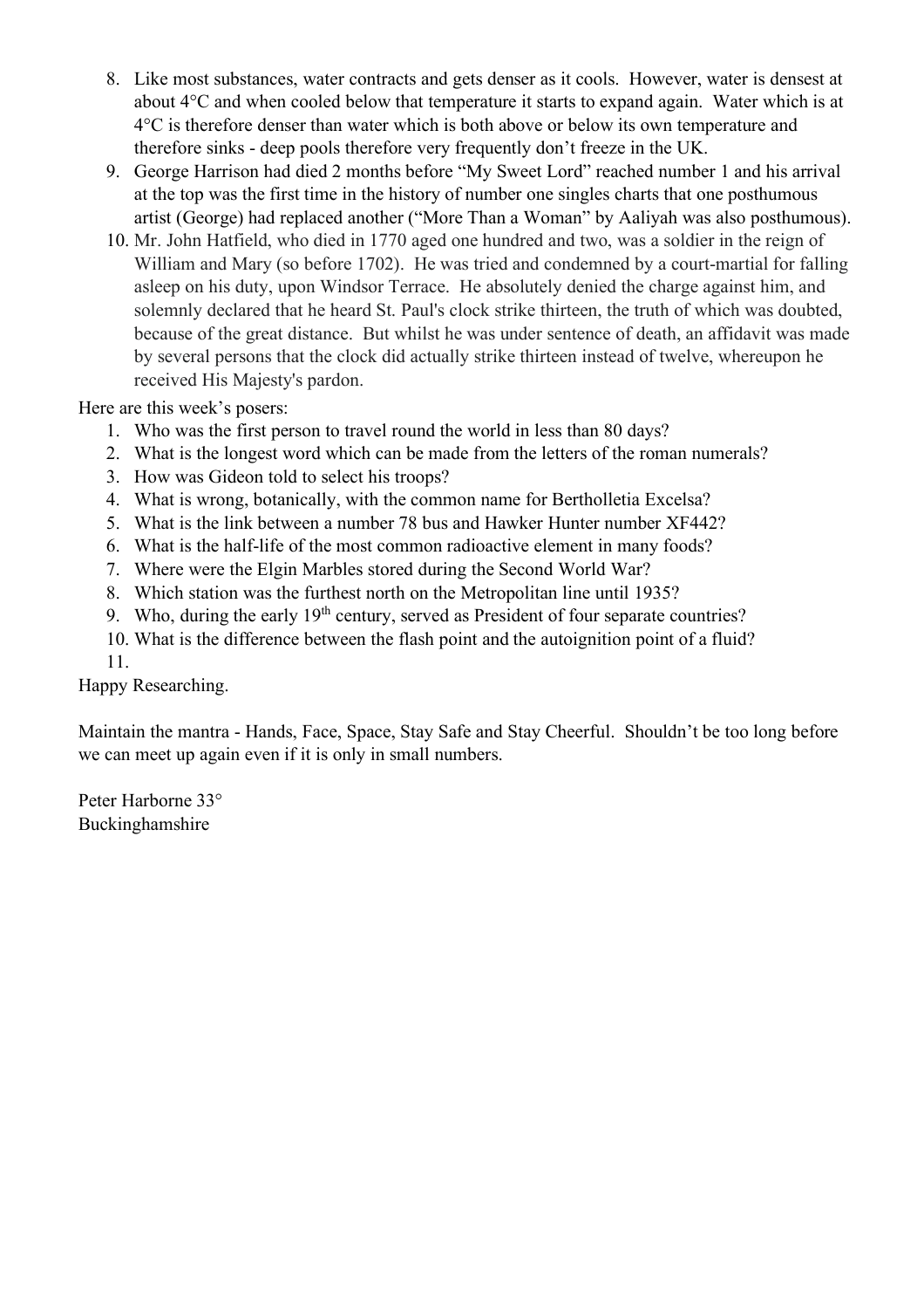8. Like most substances, water contracts and gets denser as it cools. However, water is densest at about 4°C and when cooled below that temperature it starts to expand again. Water which is at 4°C is therefore denser than water which is both above or below its own temperature and therefore sinks - deep pools therefore very frequently don't freeze in the UK.
9. George Harrison had died 2 months before "My Sweet Lord" reached number 1 and his arrival at the top was the first time in the history of number one singles charts that one posthumous artist (George) had replaced another ("More Than a Woman" by Aaliyah was also posthumous).
10. Mr. John Hatfield, who died in 1770 aged one hundred and two, was a soldier in the reign of William and Mary (so before 1702). He was tried and condemned by a court-martial for falling asleep on his duty, upon Windsor Terrace. He absolutely denied the charge against him, and solemnly declared that he heard St. Paul's clock strike thirteen, the truth of which was doubted, because of the great distance. But whilst he was under sentence of death, an affidavit was made by several persons that the clock did actually strike thirteen instead of twelve, whereupon he received His Majesty's pardon.

Here are this week's posers:

1. Who was the first person to travel round the world in less than 80 days?
2. What is the longest word which can be made from the letters of the roman numerals?
3. How was Gideon told to select his troops?
4. What is wrong, botanically, with the common name for Bertholletia Excelsa?
5. What is the link between a number 78 bus and Hawker Hunter number XF442?
6. What is the half-life of the most common radioactive element in many foods?
7. Where were the Elgin Marbles stored during the Second World War?
8. Which station was the furthest north on the Metropolitan line until 1935?
9. Who, during the early 19th century, served as President of four separate countries?
10. What is the difference between the flash point and the autoignition point of a fluid?
11.

Happy Researching.

Maintain the mantra - Hands, Face, Space, Stay Safe and Stay Cheerful. Shouldn't be too long before we can meet up again even if it is only in small numbers.

Peter Harborne 33°
Buckinghamshire